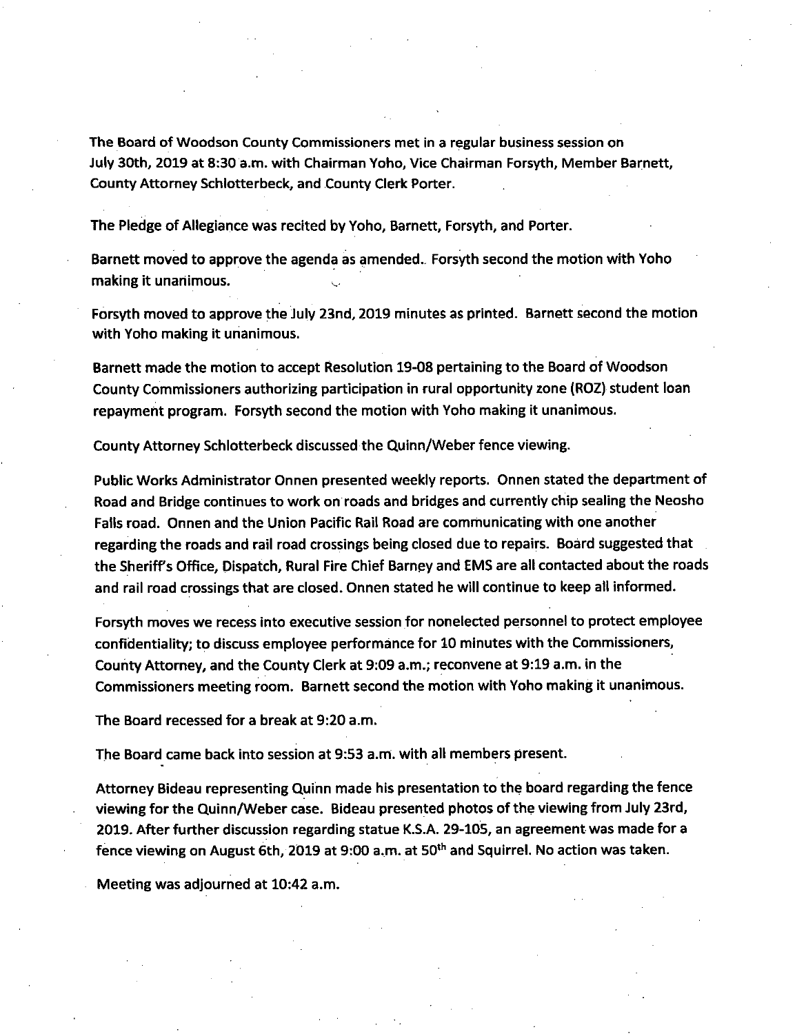The Board of Woodson County Commissioners met in a regular business session on July 30th, 2019 at 8:30 a.m. with Chairman Yoho, Vice Chairman Forsyth, Member Barnett, County Attorney Schlotterbeck, and County Clerk Porter.

The Pledge of Allegiance was recited by Yoho, Barnett, Forsyth, and Porter.

Barnett moved to approve the agenda as amended. Forsyth second the motion with Yoho making it unanimous.

Forsyth moved to approve the July 23nd, 2019 minutes as printed. Barnett second the motion with Yoho making it unanimous.

Barnett made the motion to accept Resolution 19-08 pertaining to the Board of Woodson County Commissioners authorizing participation in rural opportunity zone (ROZ) student loan repayment program. Forsyth second the motion with Yoho making it unanimous.

County Attorney Schlotterbeck discussed the Quinn/Weber fence viewing.

Public Works Administrator Onnen presented weekly reports. Onnen stated the department of Road and Bridge continues to work on roads and bridges and currently chip sealing the Neosho Falls road. Onnen and the Union Pacific Rail Road are communicating with one another regarding the roads and rail road crossings being closed due to repairs. Board suggested that the Sheriff's Office, Dispatch, Rural Fire Chief Barney and EMS are all contacted about the roads and rail road crossings that are closed. Onnen stated he will continue to keep all informed.

Forsyth moves we recess into executive session for nonelected personnel to protect employee confidentiality; to discuss employee performance for 10 minutes with the Commissioners, County Attorney, and the County Clerk at 9:09 a.m.; reconvene at 9:19 a.m. in the Commissioners meeting room. Barnett second the motion with Yoho making it unanimous.

The Board recessed for a break at 9:20 a.m.

The Board came back into session at 9:53 a.m. with all members present.

Attorney Bideau representing Quinn made his presentation to the board regarding the fence viewing for the Quinn/Weber case. Bideau presented photos of the viewing from July 23rd, 2019. After further discussion regarding statue K.S.A. 29-105, an agreement was made for a fence viewing on August 6th, 2019 at 9:00 a.m. at 50th and Squirrel. No action was taken.

Meeting was adjourned at 10:42 a.m.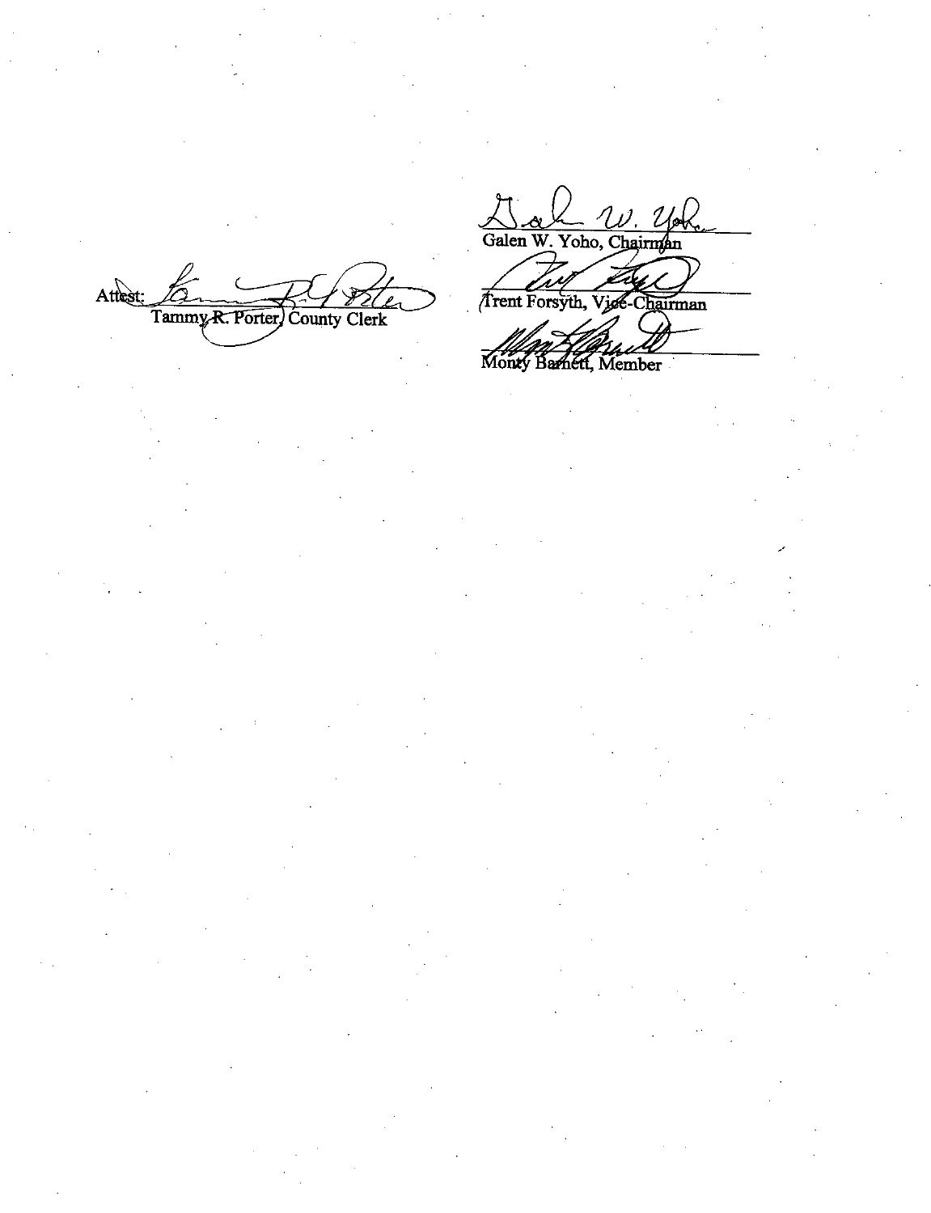Galen W. Yoho, Chairman

Trent Forsyth, Vice-Chairman

Monty Barnett, Member

Attest: Tammy R. Porter, County Clerk